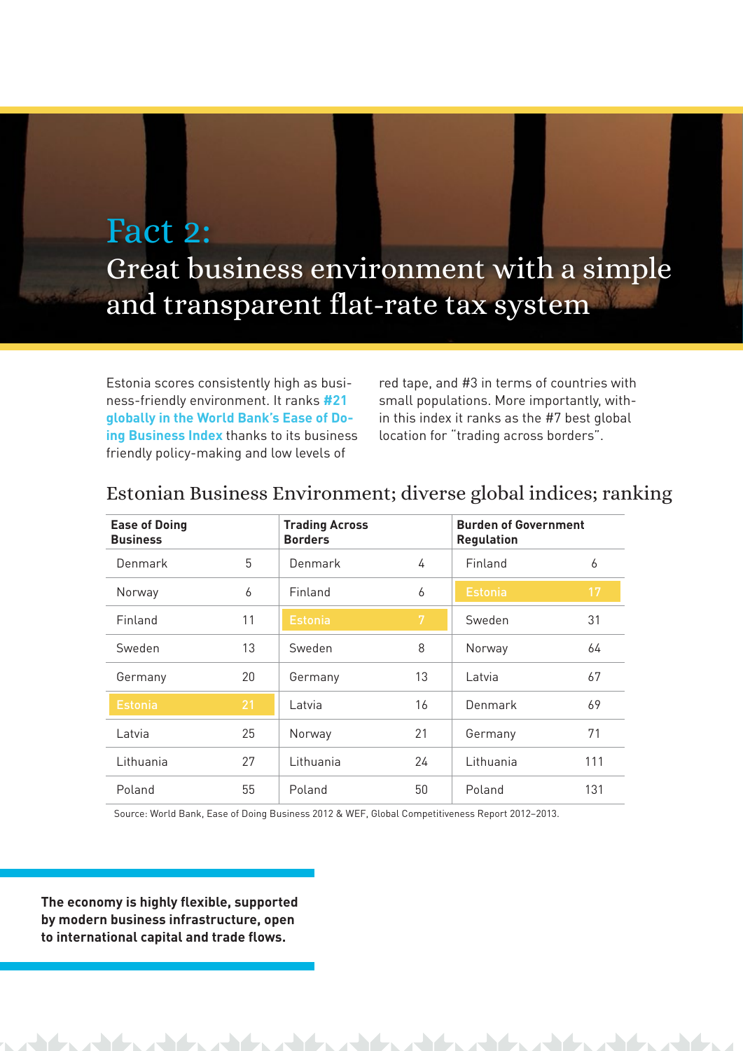# Fact 2:

## Great business environment with a simple and transparent flat-rate tax system

Estonia scores consistently high as business-friendly environment. It ranks **#21 globally in the World Bank's Ease of Doing Business Index** thanks to its business friendly policy-making and low levels of red tape, and #3 in terms of countries with small populations. More importantly, within this index it ranks as the #7 best global location for "trading across borders".

### Estonian Business Environment; diverse global indices; ranking

| Ease of Doing Business | | Trading Across Borders | | Burden of Government Regulation | |
|---|---|---|---|---|---|
| Denmark | 5 | Denmark | 4 | Finland | 6 |
| Norway | 6 | Finland | 6 | **Estonia** | **17** |
| Finland | 11 | **Estonia** | **7** | Sweden | 31 |
| Sweden | 13 | Sweden | 8 | Norway | 64 |
| Germany | 20 | Germany | 13 | Latvia | 67 |
| **Estonia** | **21** | Latvia | 16 | Denmark | 69 |
| Latvia | 25 | Norway | 21 | Germany | 71 |
| Lithuania | 27 | Lithuania | 24 | Lithuania | 111 |
| Poland | 55 | Poland | 50 | Poland | 131 |

Source: World Bank, Ease of Doing Business 2012 & WEF, Global Competitiveness Report 2012–2013.

**The economy is highly flexible, supported by modern business infrastructure, open to international capital and trade flows.**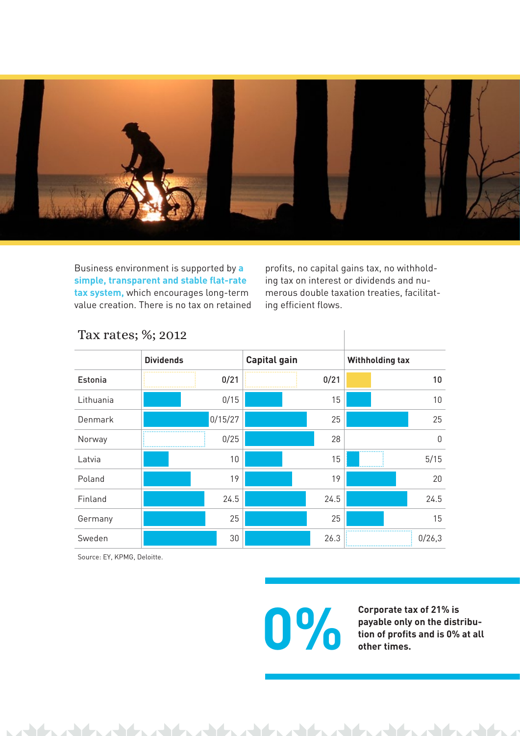Business environment is supported by **a simple, transparent and stable flat-rate tax system,** which encourages long-term value creation. There is no tax on retained profits, no capital gains tax, no withholding tax on interest or dividends and numerous double taxation treaties, facilitating efficient flows.

## Tax rates; %; 2012

| | Dividends | Capital gain | Withholding tax |
|---|---|---|---|
| Estonia | 0/21 | 0/21 | 10 |
| Lithuania | 0/15 | 15 | 10 |
| Denmark | 0/15/27 | 25 | 25 |
| Norway | 0/25 | 28 | 0 |
| Latvia | 10 | 15 | 5/15 |
| Poland | 19 | 19 | 20 |
| Finland | 24.5 | 24.5 | 24.5 |
| Germany | 25 | 25 | 15 |
| Sweden | 30 | 26.3 | 0/26,3 |

Source: EY, KPMG, Deloitte.

**0%**

**Corporate tax of 21% is payable only on the distribution of profits and is 0% at all other times.**